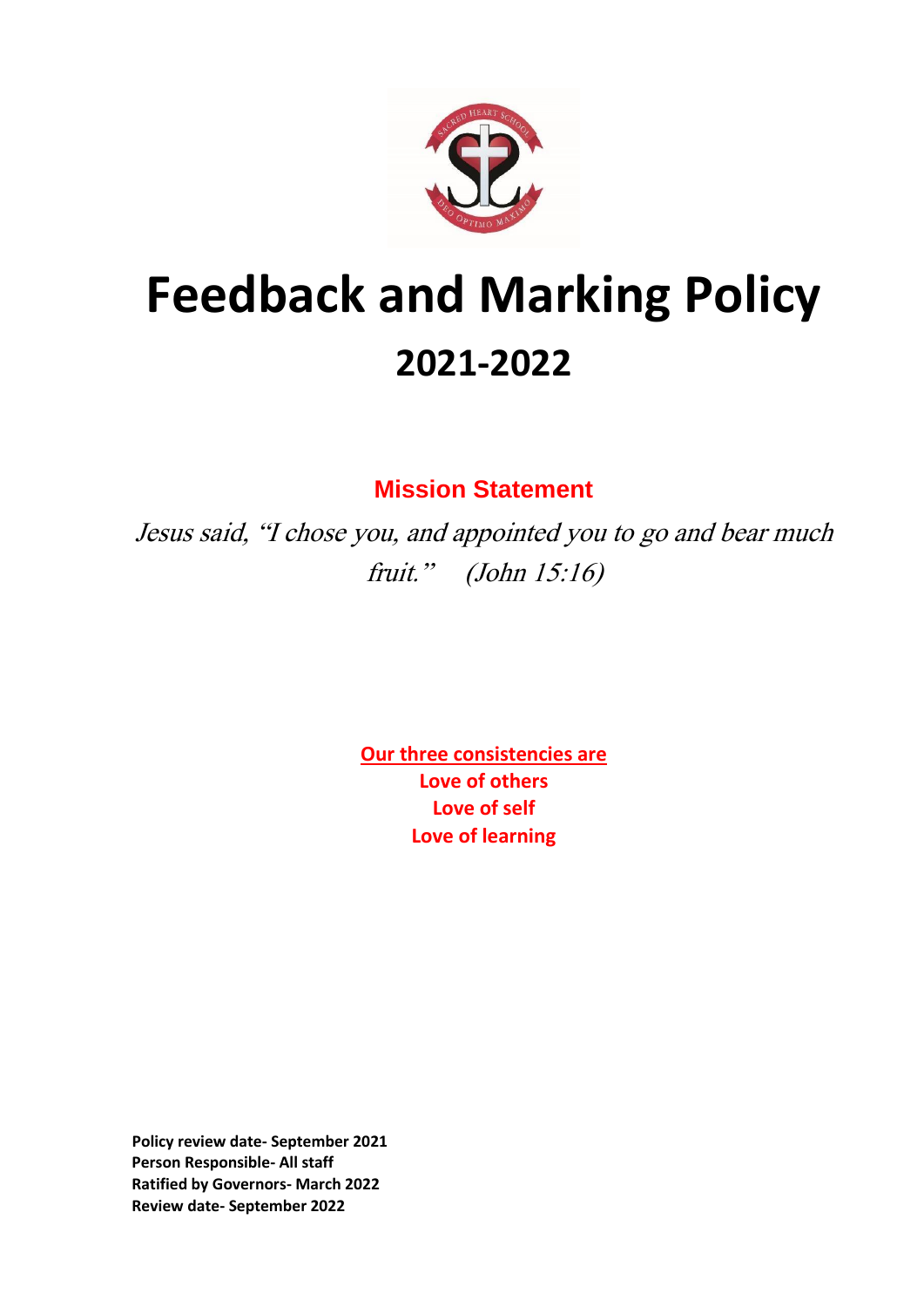# Feedback and Marking Policy

## 2021-2022

### Mission Statement

*Jesus said, "I chose you, and appointed you to go and bear much fruit." (John 15:16)*

**Our three consistencies are**

**Love of others**

**Love of self**

**Love of learning**

**Policy review date- September 2021**
**Person Responsible- All staff**
**Ratified by Governors- March 2022**
**Review date- September 2022**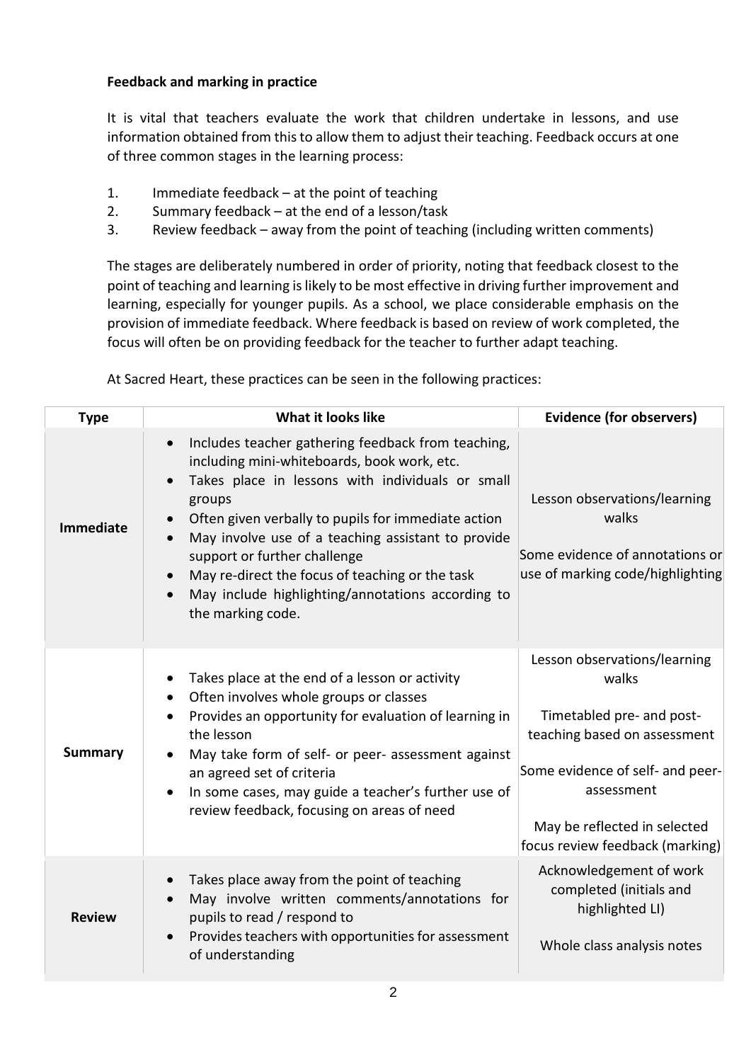**Feedback and marking in practice**

It is vital that teachers evaluate the work that children undertake in lessons, and use information obtained from this to allow them to adjust their teaching. Feedback occurs at one of three common stages in the learning process:

1. Immediate feedback – at the point of teaching
2. Summary feedback – at the end of a lesson/task
3. Review feedback – away from the point of teaching (including written comments)

The stages are deliberately numbered in order of priority, noting that feedback closest to the point of teaching and learning is likely to be most effective in driving further improvement and learning, especially for younger pupils. As a school, we place considerable emphasis on the provision of immediate feedback. Where feedback is based on review of work completed, the focus will often be on providing feedback for the teacher to further adapt teaching.

At Sacred Heart, these practices can be seen in the following practices:

| Type | What it looks like | Evidence (for observers) |
|---|---|---|
| **Immediate** | • Includes teacher gathering feedback from teaching, including mini-whiteboards, book work, etc.<br>• Takes place in lessons with individuals or small groups<br>• Often given verbally to pupils for immediate action<br>• May involve use of a teaching assistant to provide support or further challenge<br>• May re-direct the focus of teaching or the task<br>• May include highlighting/annotations according to the marking code. | Lesson observations/learning walks<br><br>Some evidence of annotations or use of marking code/highlighting |
| **Summary** | • Takes place at the end of a lesson or activity<br>• Often involves whole groups or classes<br>• Provides an opportunity for evaluation of learning in the lesson<br>• May take form of self- or peer- assessment against an agreed set of criteria<br>• In some cases, may guide a teacher's further use of review feedback, focusing on areas of need | Lesson observations/learning walks<br><br>Timetabled pre- and post-teaching based on assessment<br><br>Some evidence of self- and peer-assessment<br><br>May be reflected in selected focus review feedback (marking) |
| **Review** | • Takes place away from the point of teaching<br>• May involve written comments/annotations for pupils to read / respond to<br>• Provides teachers with opportunities for assessment of understanding | Acknowledgement of work completed (initials and highlighted LI)<br><br>Whole class analysis notes |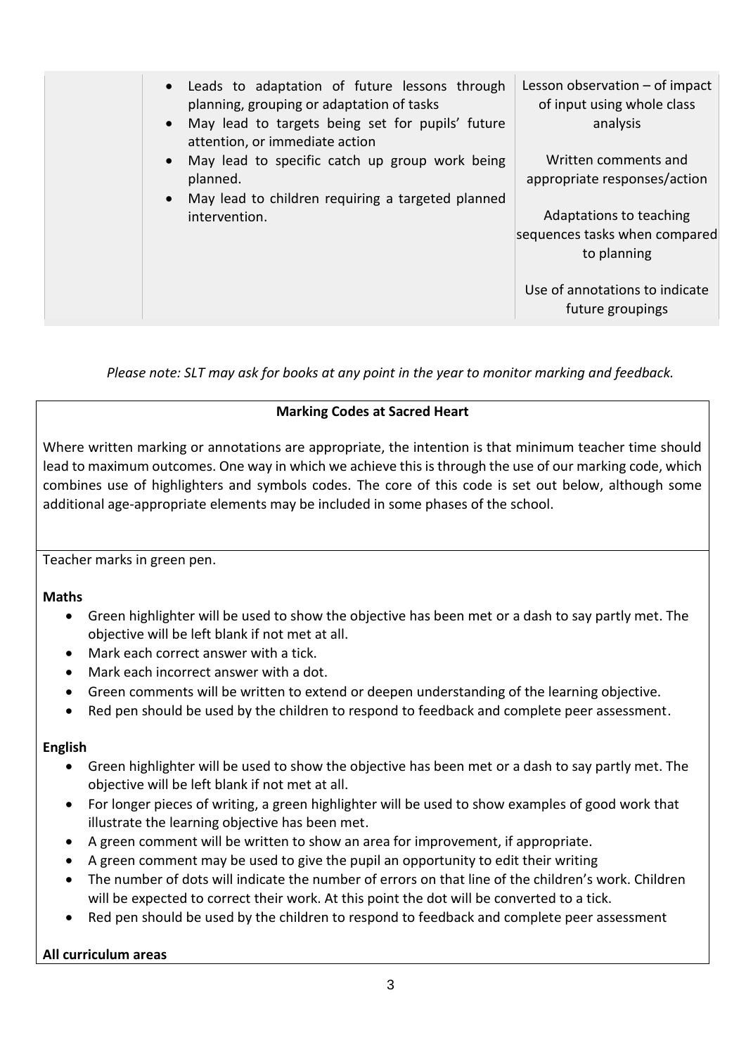|  | - Leads to adaptation of future lessons through planning, grouping or adaptation of tasks<br>- May lead to targets being set for pupils' future attention, or immediate action<br>- May lead to specific catch up group work being planned.<br>- May lead to children requiring a targeted planned intervention. | Lesson observation – of impact of input using whole class analysis<br><br>Written comments and appropriate responses/action<br><br>Adaptations to teaching sequences tasks when compared to planning<br><br>Use of annotations to indicate future groupings |
|---|---|---|

*Please note: SLT may ask for books at any point in the year to monitor marking and feedback.*

**Marking Codes at Sacred Heart**

Where written marking or annotations are appropriate, the intention is that minimum teacher time should lead to maximum outcomes. One way in which we achieve this is through the use of our marking code, which combines use of highlighters and symbols codes. The core of this code is set out below, although some additional age-appropriate elements may be included in some phases of the school.

Teacher marks in green pen.

**Maths**

- Green highlighter will be used to show the objective has been met or a dash to say partly met. The objective will be left blank if not met at all.
- Mark each correct answer with a tick.
- Mark each incorrect answer with a dot.
- Green comments will be written to extend or deepen understanding of the learning objective.
- Red pen should be used by the children to respond to feedback and complete peer assessment.

**English**

- Green highlighter will be used to show the objective has been met or a dash to say partly met. The objective will be left blank if not met at all.
- For longer pieces of writing, a green highlighter will be used to show examples of good work that illustrate the learning objective has been met.
- A green comment will be written to show an area for improvement, if appropriate.
- A green comment may be used to give the pupil an opportunity to edit their writing
- The number of dots will indicate the number of errors on that line of the children's work. Children will be expected to correct their work. At this point the dot will be converted to a tick.
- Red pen should be used by the children to respond to feedback and complete peer assessment

**All curriculum areas**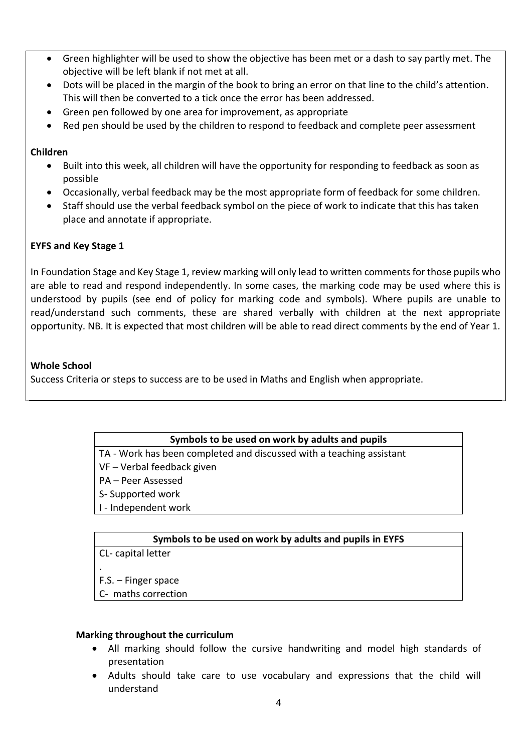- Green highlighter will be used to show the objective has been met or a dash to say partly met. The objective will be left blank if not met at all.
- Dots will be placed in the margin of the book to bring an error on that line to the child's attention. This will then be converted to a tick once the error has been addressed.
- Green pen followed by one area for improvement, as appropriate
- Red pen should be used by the children to respond to feedback and complete peer assessment

**Children**

- Built into this week, all children will have the opportunity for responding to feedback as soon as possible
- Occasionally, verbal feedback may be the most appropriate form of feedback for some children.
- Staff should use the verbal feedback symbol on the piece of work to indicate that this has taken place and annotate if appropriate.

**EYFS and Key Stage 1**

In Foundation Stage and Key Stage 1, review marking will only lead to written comments for those pupils who are able to read and respond independently. In some cases, the marking code may be used where this is understood by pupils (see end of policy for marking code and symbols). Where pupils are unable to read/understand such comments, these are shared verbally with children at the next appropriate opportunity. NB. It is expected that most children will be able to read direct comments by the end of Year 1.

**Whole School**

Success Criteria or steps to success are to be used in Maths and English when appropriate.

| Symbols to be used on work by adults and pupils |
| --- |
| TA - Work has been completed and discussed with a teaching assistant<br>VF – Verbal feedback given<br>PA – Peer Assessed<br>S- Supported work<br>I - Independent work |

| Symbols to be used on work by adults and pupils in EYFS |
| --- |
| CL- capital letter<br>.<br>F.S. – Finger space<br>C- maths correction |

**Marking throughout the curriculum**

- All marking should follow the cursive handwriting and model high standards of presentation
- Adults should take care to use vocabulary and expressions that the child will understand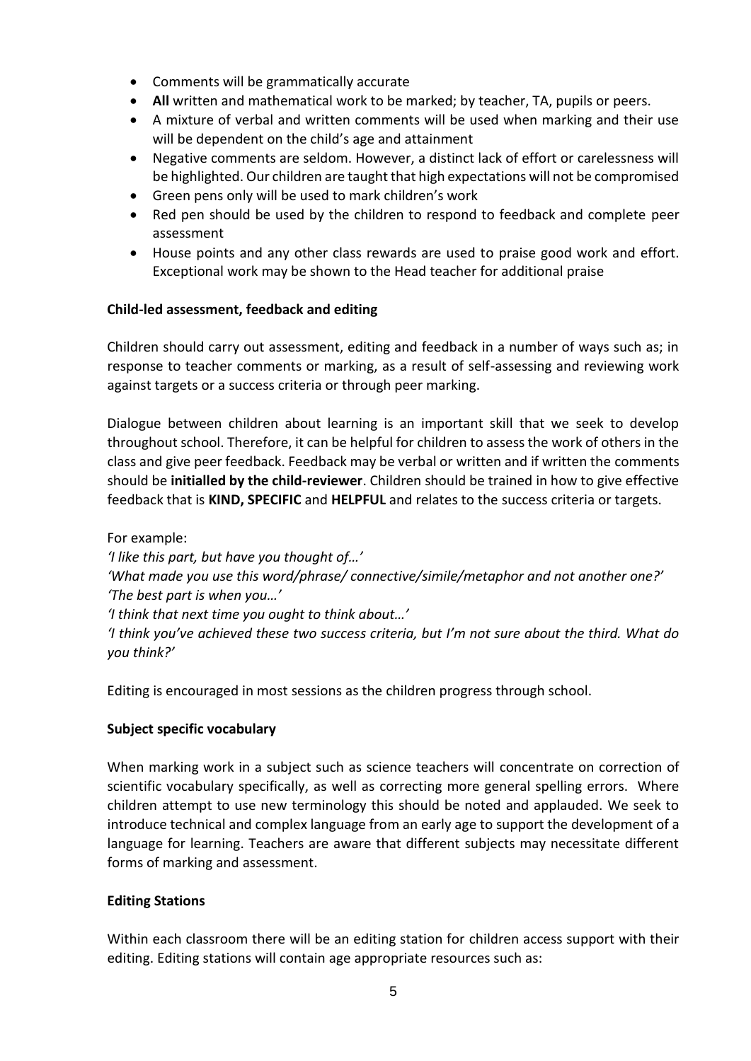- Comments will be grammatically accurate
- **All** written and mathematical work to be marked; by teacher, TA, pupils or peers.
- A mixture of verbal and written comments will be used when marking and their use will be dependent on the child's age and attainment
- Negative comments are seldom. However, a distinct lack of effort or carelessness will be highlighted. Our children are taught that high expectations will not be compromised
- Green pens only will be used to mark children's work
- Red pen should be used by the children to respond to feedback and complete peer assessment
- House points and any other class rewards are used to praise good work and effort. Exceptional work may be shown to the Head teacher for additional praise

**Child-led assessment, feedback and editing**

Children should carry out assessment, editing and feedback in a number of ways such as; in response to teacher comments or marking, as a result of self-assessing and reviewing work against targets or a success criteria or through peer marking.

Dialogue between children about learning is an important skill that we seek to develop throughout school. Therefore, it can be helpful for children to assess the work of others in the class and give peer feedback. Feedback may be verbal or written and if written the comments should be **initialled by the child-reviewer**. Children should be trained in how to give effective feedback that is **KIND, SPECIFIC** and **HELPFUL** and relates to the success criteria or targets.

For example:
*'I like this part, but have you thought of…'*
*'What made you use this word/phrase/ connective/simile/metaphor and not another one?'*
*'The best part is when you…'*
*'I think that next time you ought to think about…'*
*'I think you've achieved these two success criteria, but I'm not sure about the third. What do you think?'*

Editing is encouraged in most sessions as the children progress through school.

**Subject specific vocabulary**

When marking work in a subject such as science teachers will concentrate on correction of scientific vocabulary specifically, as well as correcting more general spelling errors. Where children attempt to use new terminology this should be noted and applauded. We seek to introduce technical and complex language from an early age to support the development of a language for learning. Teachers are aware that different subjects may necessitate different forms of marking and assessment.

**Editing Stations**

Within each classroom there will be an editing station for children access support with their editing. Editing stations will contain age appropriate resources such as: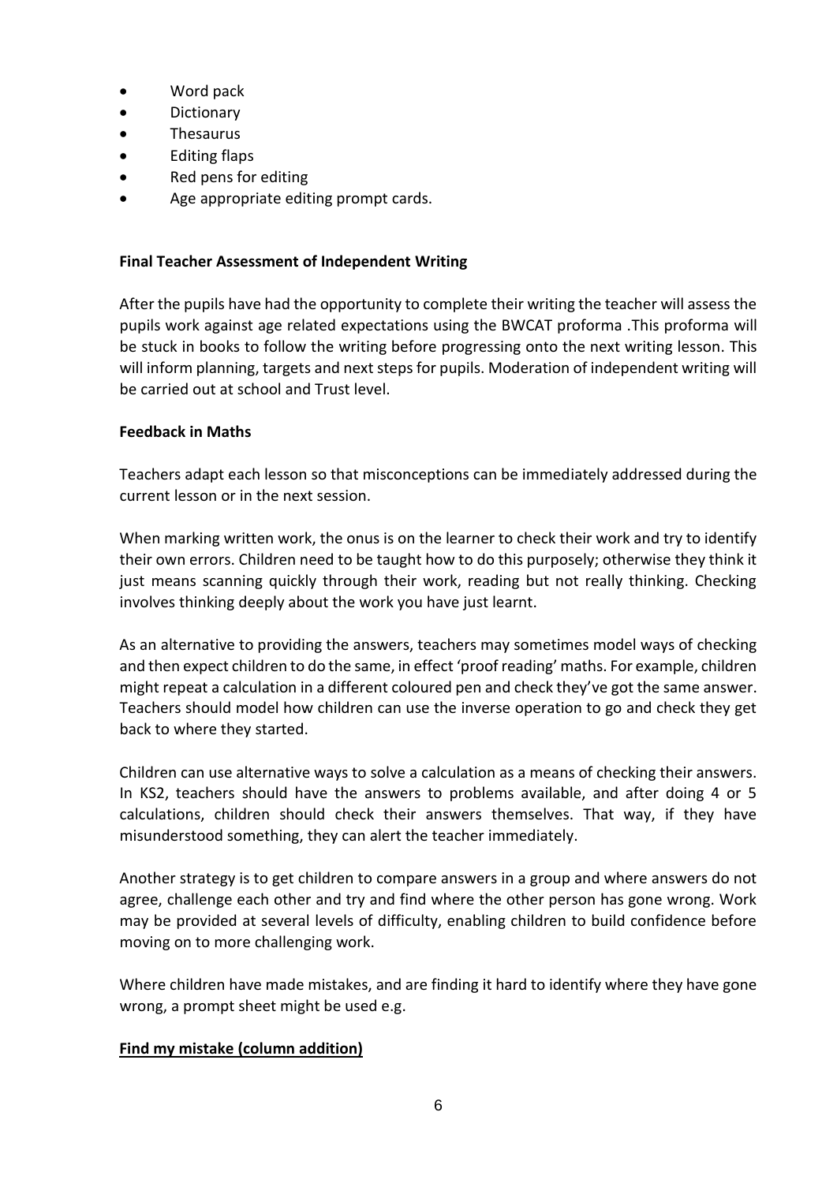- Word pack
- Dictionary
- Thesaurus
- Editing flaps
- Red pens for editing
- Age appropriate editing prompt cards.

**Final Teacher Assessment of Independent Writing**

After the pupils have had the opportunity to complete their writing the teacher will assess the pupils work against age related expectations using the BWCAT proforma .This proforma will be stuck in books to follow the writing before progressing onto the next writing lesson. This will inform planning, targets and next steps for pupils. Moderation of independent writing will be carried out at school and Trust level.

**Feedback in Maths**

Teachers adapt each lesson so that misconceptions can be immediately addressed during the current lesson or in the next session.

When marking written work, the onus is on the learner to check their work and try to identify their own errors. Children need to be taught how to do this purposely; otherwise they think it just means scanning quickly through their work, reading but not really thinking. Checking involves thinking deeply about the work you have just learnt.

As an alternative to providing the answers, teachers may sometimes model ways of checking and then expect children to do the same, in effect 'proof reading' maths. For example, children might repeat a calculation in a different coloured pen and check they've got the same answer. Teachers should model how children can use the inverse operation to go and check they get back to where they started.

Children can use alternative ways to solve a calculation as a means of checking their answers. In KS2, teachers should have the answers to problems available, and after doing 4 or 5 calculations, children should check their answers themselves. That way, if they have misunderstood something, they can alert the teacher immediately.

Another strategy is to get children to compare answers in a group and where answers do not agree, challenge each other and try and find where the other person has gone wrong. Work may be provided at several levels of difficulty, enabling children to build confidence before moving on to more challenging work.

Where children have made mistakes, and are finding it hard to identify where they have gone wrong, a prompt sheet might be used e.g.

**Find my mistake (column addition)**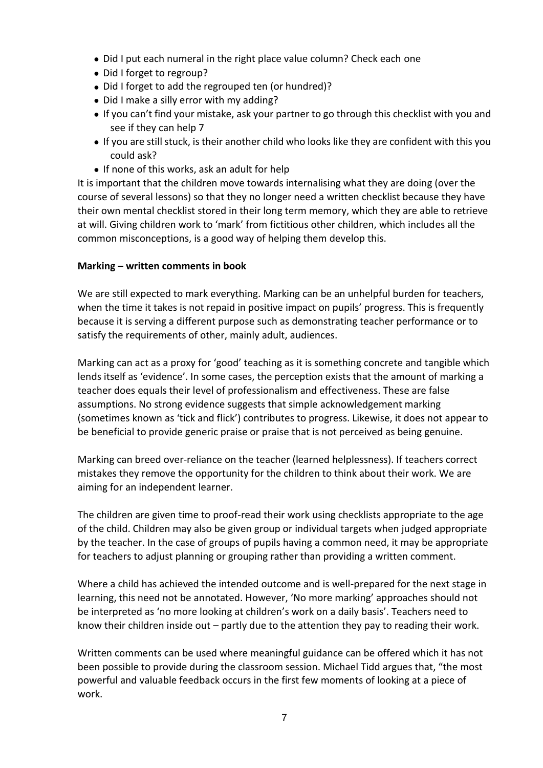- Did I put each numeral in the right place value column? Check each one
- Did I forget to regroup?
- Did I forget to add the regrouped ten (or hundred)?
- Did I make a silly error with my adding?
- If you can't find your mistake, ask your partner to go through this checklist with you and see if they can help 7
- If you are still stuck, is their another child who looks like they are confident with this you could ask?
- If none of this works, ask an adult for help

It is important that the children move towards internalising what they are doing (over the course of several lessons) so that they no longer need a written checklist because they have their own mental checklist stored in their long term memory, which they are able to retrieve at will. Giving children work to 'mark' from fictitious other children, which includes all the common misconceptions, is a good way of helping them develop this.

**Marking – written comments in book**

We are still expected to mark everything. Marking can be an unhelpful burden for teachers, when the time it takes is not repaid in positive impact on pupils' progress. This is frequently because it is serving a different purpose such as demonstrating teacher performance or to satisfy the requirements of other, mainly adult, audiences.

Marking can act as a proxy for 'good' teaching as it is something concrete and tangible which lends itself as 'evidence'. In some cases, the perception exists that the amount of marking a teacher does equals their level of professionalism and effectiveness. These are false assumptions. No strong evidence suggests that simple acknowledgement marking (sometimes known as 'tick and flick') contributes to progress. Likewise, it does not appear to be beneficial to provide generic praise or praise that is not perceived as being genuine.

Marking can breed over-reliance on the teacher (learned helplessness). If teachers correct mistakes they remove the opportunity for the children to think about their work. We are aiming for an independent learner.

The children are given time to proof-read their work using checklists appropriate to the age of the child. Children may also be given group or individual targets when judged appropriate by the teacher. In the case of groups of pupils having a common need, it may be appropriate for teachers to adjust planning or grouping rather than providing a written comment.

Where a child has achieved the intended outcome and is well-prepared for the next stage in learning, this need not be annotated. However, 'No more marking' approaches should not be interpreted as 'no more looking at children's work on a daily basis'. Teachers need to know their children inside out – partly due to the attention they pay to reading their work.

Written comments can be used where meaningful guidance can be offered which it has not been possible to provide during the classroom session. Michael Tidd argues that, "the most powerful and valuable feedback occurs in the first few moments of looking at a piece of work.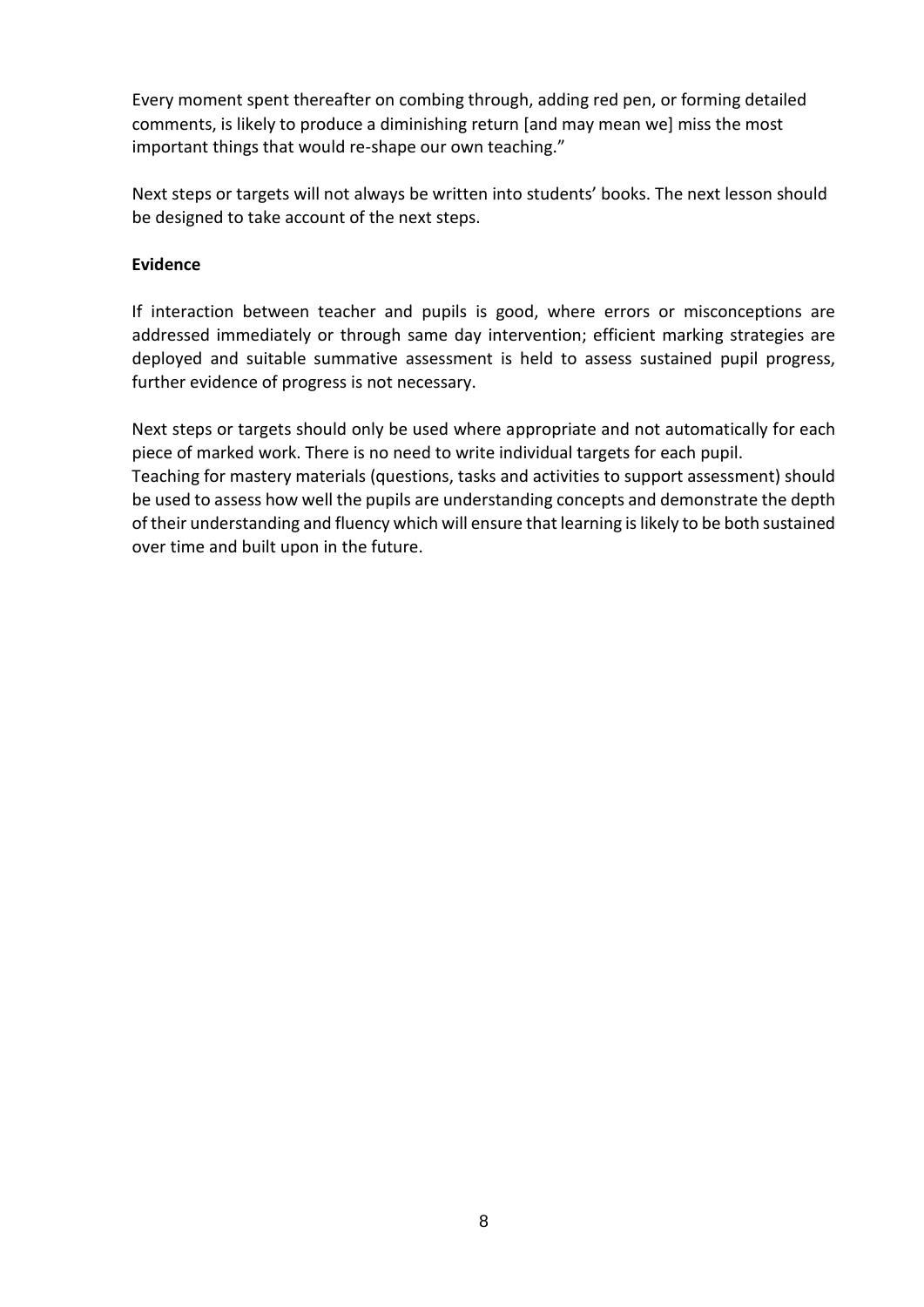Every moment spent thereafter on combing through, adding red pen, or forming detailed comments, is likely to produce a diminishing return [and may mean we] miss the most important things that would re-shape our own teaching."

Next steps or targets will not always be written into students' books. The next lesson should be designed to take account of the next steps.

**Evidence**

If interaction between teacher and pupils is good, where errors or misconceptions are addressed immediately or through same day intervention; efficient marking strategies are deployed and suitable summative assessment is held to assess sustained pupil progress, further evidence of progress is not necessary.

Next steps or targets should only be used where appropriate and not automatically for each piece of marked work. There is no need to write individual targets for each pupil.
Teaching for mastery materials (questions, tasks and activities to support assessment) should be used to assess how well the pupils are understanding concepts and demonstrate the depth of their understanding and fluency which will ensure that learning is likely to be both sustained over time and built upon in the future.